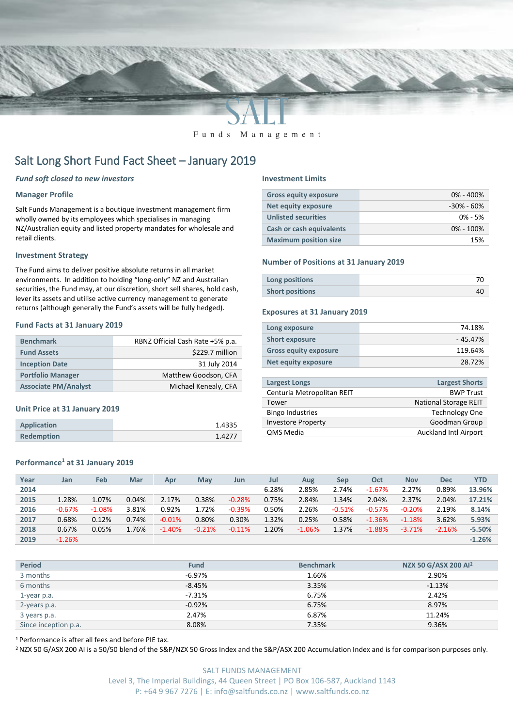SALT

Funds Management

# Salt Long Short Fund Fact Sheet – January 2019

***Fund soft closed to new investors***

### Manager Profile

Salt Funds Management is a boutique investment management firm wholly owned by its employees which specialises in managing NZ/Australian equity and listed property mandates for wholesale and retail clients.

### Investment Strategy

The Fund aims to deliver positive absolute returns in all market environments. In addition to holding "long-only" NZ and Australian securities, the Fund may, at our discretion, short sell shares, hold cash, lever its assets and utilise active currency management to generate returns (although generally the Fund's assets will be fully hedged).

### Fund Facts at 31 January 2019

| | |
|---|---|
| **Benchmark** | RBNZ Official Cash Rate +5% p.a. |
| **Fund Assets** | $229.7 million |
| **Inception Date** | 31 July 2014 |
| **Portfolio Manager** | Matthew Goodson, CFA |
| **Associate PM/Analyst** | Michael Kenealy, CFA |

### Unit Price at 31 January 2019

| | |
|---|---|
| **Application** | 1.4335 |
| **Redemption** | 1.4277 |

### Investment Limits

| | |
|---|---|
| **Gross equity exposure** | 0% - 400% |
| **Net equity exposure** | -30% - 60% |
| **Unlisted securities** | 0% - 5% |
| **Cash or cash equivalents** | 0% - 100% |
| **Maximum position size** | 15% |

### Number of Positions at 31 January 2019

| | |
|---|---|
| **Long positions** | 70 |
| **Short positions** | 40 |

### Exposures at 31 January 2019

| | |
|---|---|
| **Long exposure** | 74.18% |
| **Short exposure** | - 45.47% |
| **Gross equity exposure** | 119.64% |
| **Net equity exposure** | 28.72% |

| Largest Longs | Largest Shorts |
|---|---|
| Centuria Metropolitan REIT | BWP Trust |
| Tower | National Storage REIT |
| Bingo Industries | Technology One |
| Investore Property | Goodman Group |
| QMS Media | Auckland Intl Airport |

### Performance[1] at 31 January 2019

| Year | Jan | Feb | Mar | Apr | May | Jun | Jul | Aug | Sep | Oct | Nov | Dec | YTD |
|---|---|---|---|---|---|---|---|---|---|---|---|---|---|
| **2014** | | | | | | | 6.28% | 2.85% | 2.74% | -1.67% | 2.27% | 0.89% | **13.96%** |
| **2015** | 1.28% | 1.07% | 0.04% | 2.17% | 0.38% | -0.28% | 0.75% | 2.84% | 1.34% | 2.04% | 2.37% | 2.04% | **17.21%** |
| **2016** | -0.67% | -1.08% | 3.81% | 0.92% | 1.72% | -0.39% | 0.50% | 2.26% | -0.51% | -0.57% | -0.20% | 2.19% | **8.14%** |
| **2017** | 0.68% | 0.12% | 0.74% | -0.01% | 0.80% | 0.30% | 1.32% | 0.25% | 0.58% | -1.36% | -1.18% | 3.62% | **5.93%** |
| **2018** | 0.67% | 0.05% | 1.76% | -1.40% | -0.21% | -0.11% | 1.20% | -1.06% | 1.37% | -1.88% | -3.71% | -2.16% | **-5.50%** |
| **2019** | -1.26% | | | | | | | | | | | | **-1.26%** |

| Period | Fund | Benchmark | NZX 50 G/ASX 200 AI[2] |
|---|---|---|---|
| 3 months | -6.97% | 1.66% | 2.90% |
| 6 months | -8.45% | 3.35% | -1.13% |
| 1-year p.a. | -7.31% | 6.75% | 2.42% |
| 2-years p.a. | -0.92% | 6.75% | 8.97% |
| 3 years p.a. | 2.47% | 6.87% | 11.24% |
| Since inception p.a. | 8.08% | 7.35% | 9.36% |

[1] Performance is after all fees and before PIE tax.

[2] NZX 50 G/ASX 200 AI is a 50/50 blend of the S&P/NZX 50 Gross Index and the S&P/ASX 200 Accumulation Index and is for comparison purposes only.

SALT FUNDS MANAGEMENT
Level 3, The Imperial Buildings, 44 Queen Street | PO Box 106-587, Auckland 1143
P: +64 9 967 7276 | E: info@saltfunds.co.nz | www.saltfunds.co.nz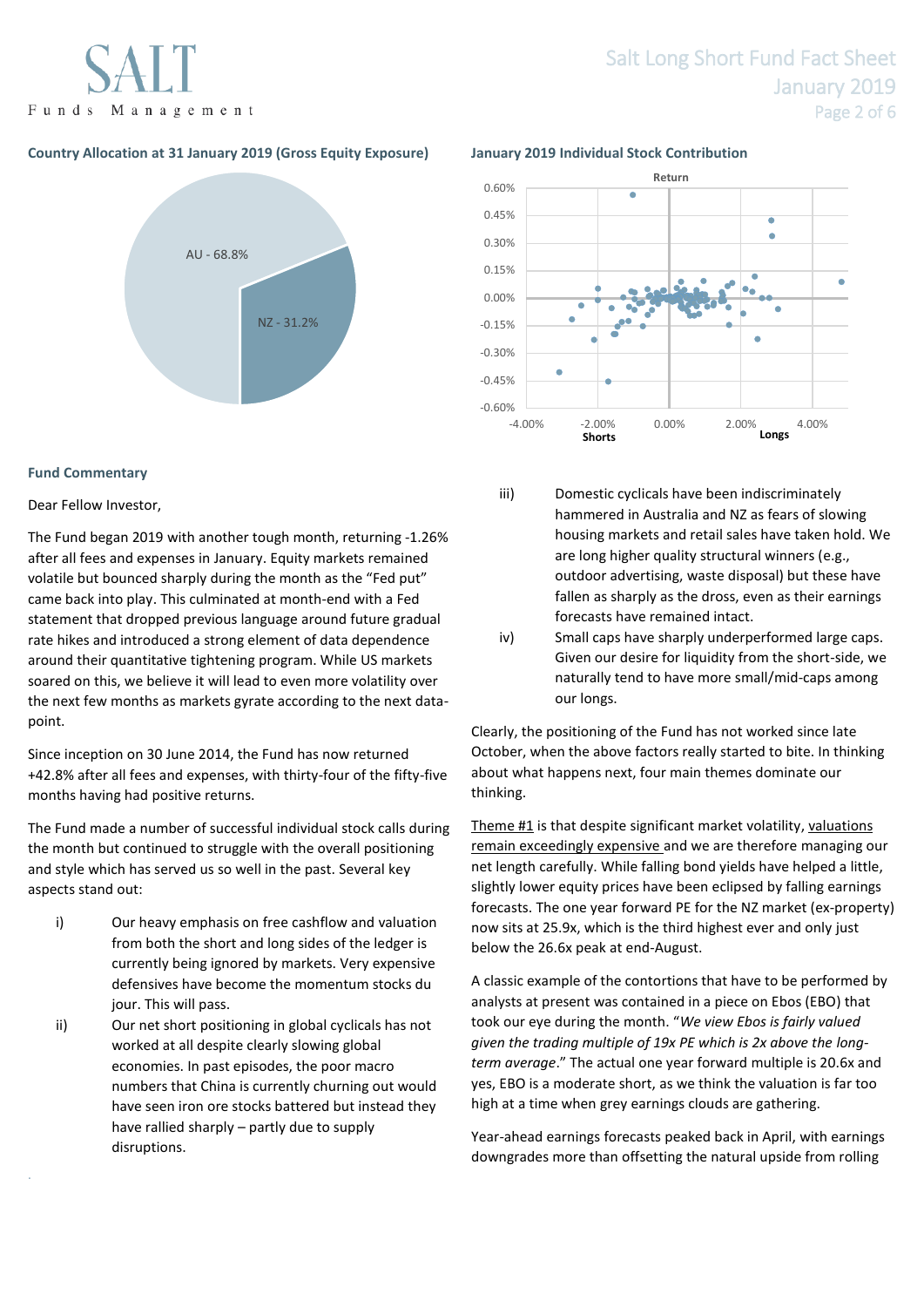### Country Allocation at 31 January 2019 (Gross Equity Exposure)

AU - 68.8%

NZ - 31.2%

### January 2019 Individual Stock Contribution

### Fund Commentary

Dear Fellow Investor,

The Fund began 2019 with another tough month, returning -1.26% after all fees and expenses in January. Equity markets remained volatile but bounced sharply during the month as the "Fed put" came back into play. This culminated at month-end with a Fed statement that dropped previous language around future gradual rate hikes and introduced a strong element of data dependence around their quantitative tightening program. While US markets soared on this, we believe it will lead to even more volatility over the next few months as markets gyrate according to the next data-point.

Since inception on 30 June 2014, the Fund has now returned +42.8% after all fees and expenses, with thirty-four of the fifty-five months having had positive returns.

The Fund made a number of successful individual stock calls during the month but continued to struggle with the overall positioning and style which has served us so well in the past. Several key aspects stand out:

i) Our heavy emphasis on free cashflow and valuation from both the short and long sides of the ledger is currently being ignored by markets. Very expensive defensives have become the momentum stocks du jour. This will pass.

ii) Our net short positioning in global cyclicals has not worked at all despite clearly slowing global economies. In past episodes, the poor macro numbers that China is currently churning out would have seen iron ore stocks battered but instead they have rallied sharply – partly due to supply disruptions.

iii) Domestic cyclicals have been indiscriminately hammered in Australia and NZ as fears of slowing housing markets and retail sales have taken hold. We are long higher quality structural winners (e.g., outdoor advertising, waste disposal) but these have fallen as sharply as the dross, even as their earnings forecasts have remained intact.

iv) Small caps have sharply underperformed large caps. Given our desire for liquidity from the short-side, we naturally tend to have more small/mid-caps among our longs.

Clearly, the positioning of the Fund has not worked since late October, when the above factors really started to bite. In thinking about what happens next, four main themes dominate our thinking.

Theme #1 is that despite significant market volatility, valuations remain exceedingly expensive and we are therefore managing our net length carefully. While falling bond yields have helped a little, slightly lower equity prices have been eclipsed by falling earnings forecasts. The one year forward PE for the NZ market (ex-property) now sits at 25.9x, which is the third highest ever and only just below the 26.6x peak at end-August.

A classic example of the contortions that have to be performed by analysts at present was contained in a piece on Ebos (EBO) that took our eye during the month. "*We view Ebos is fairly valued given the trading multiple of 19x PE which is 2x above the long-term average*." The actual one year forward multiple is 20.6x and yes, EBO is a moderate short, as we think the valuation is far too high at a time when grey earnings clouds are gathering.

Year-ahead earnings forecasts peaked back in April, with earnings downgrades more than offsetting the natural upside from rolling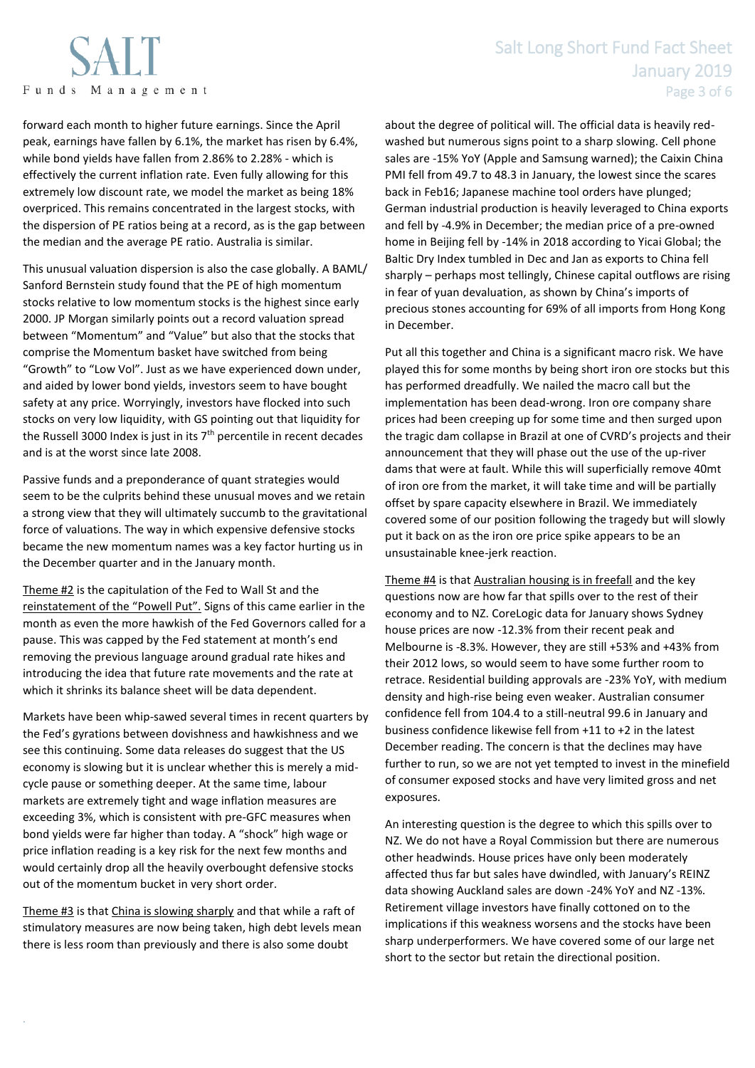forward each month to higher future earnings. Since the April peak, earnings have fallen by 6.1%, the market has risen by 6.4%, while bond yields have fallen from 2.86% to 2.28% - which is effectively the current inflation rate. Even fully allowing for this extremely low discount rate, we model the market as being 18% overpriced. This remains concentrated in the largest stocks, with the dispersion of PE ratios being at a record, as is the gap between the median and the average PE ratio. Australia is similar.

This unusual valuation dispersion is also the case globally. A BAML/ Sanford Bernstein study found that the PE of high momentum stocks relative to low momentum stocks is the highest since early 2000. JP Morgan similarly points out a record valuation spread between "Momentum" and "Value" but also that the stocks that comprise the Momentum basket have switched from being "Growth" to "Low Vol". Just as we have experienced down under, and aided by lower bond yields, investors seem to have bought safety at any price. Worryingly, investors have flocked into such stocks on very low liquidity, with GS pointing out that liquidity for the Russell 3000 Index is just in its 7th percentile in recent decades and is at the worst since late 2008.

Passive funds and a preponderance of quant strategies would seem to be the culprits behind these unusual moves and we retain a strong view that they will ultimately succumb to the gravitational force of valuations. The way in which expensive defensive stocks became the new momentum names was a key factor hurting us in the December quarter and in the January month.

Theme #2 is the capitulation of the Fed to Wall St and the reinstatement of the "Powell Put". Signs of this came earlier in the month as even the more hawkish of the Fed Governors called for a pause. This was capped by the Fed statement at month's end removing the previous language around gradual rate hikes and introducing the idea that future rate movements and the rate at which it shrinks its balance sheet will be data dependent.

Markets have been whip-sawed several times in recent quarters by the Fed's gyrations between dovishness and hawkishness and we see this continuing. Some data releases do suggest that the US economy is slowing but it is unclear whether this is merely a mid-cycle pause or something deeper. At the same time, labour markets are extremely tight and wage inflation measures are exceeding 3%, which is consistent with pre-GFC measures when bond yields were far higher than today. A "shock" high wage or price inflation reading is a key risk for the next few months and would certainly drop all the heavily overbought defensive stocks out of the momentum bucket in very short order.

Theme #3 is that China is slowing sharply and that while a raft of stimulatory measures are now being taken, high debt levels mean there is less room than previously and there is also some doubt about the degree of political will. The official data is heavily red-washed but numerous signs point to a sharp slowing. Cell phone sales are -15% YoY (Apple and Samsung warned); the Caixin China PMI fell from 49.7 to 48.3 in January, the lowest since the scares back in Feb16; Japanese machine tool orders have plunged; German industrial production is heavily leveraged to China exports and fell by -4.9% in December; the median price of a pre-owned home in Beijing fell by -14% in 2018 according to Yicai Global; the Baltic Dry Index tumbled in Dec and Jan as exports to China fell sharply – perhaps most tellingly, Chinese capital outflows are rising in fear of yuan devaluation, as shown by China's imports of precious stones accounting for 69% of all imports from Hong Kong in December.

Put all this together and China is a significant macro risk. We have played this for some months by being short iron ore stocks but this has performed dreadfully. We nailed the macro call but the implementation has been dead-wrong. Iron ore company share prices had been creeping up for some time and then surged upon the tragic dam collapse in Brazil at one of CVRD's projects and their announcement that they will phase out the use of the up-river dams that were at fault. While this will superficially remove 40mt of iron ore from the market, it will take time and will be partially offset by spare capacity elsewhere in Brazil. We immediately covered some of our position following the tragedy but will slowly put it back on as the iron ore price spike appears to be an unsustainable knee-jerk reaction.

Theme #4 is that Australian housing is in freefall and the key questions now are how far that spills over to the rest of their economy and to NZ. CoreLogic data for January shows Sydney house prices are now -12.3% from their recent peak and Melbourne is -8.3%. However, they are still +53% and +43% from their 2012 lows, so would seem to have some further room to retrace. Residential building approvals are -23% YoY, with medium density and high-rise being even weaker. Australian consumer confidence fell from 104.4 to a still-neutral 99.6 in January and business confidence likewise fell from +11 to +2 in the latest December reading. The concern is that the declines may have further to run, so we are not yet tempted to invest in the minefield of consumer exposed stocks and have very limited gross and net exposures.

An interesting question is the degree to which this spills over to NZ. We do not have a Royal Commission but there are numerous other headwinds. House prices have only been moderately affected thus far but sales have dwindled, with January's REINZ data showing Auckland sales are down -24% YoY and NZ -13%. Retirement village investors have finally cottoned on to the implications if this weakness worsens and the stocks have been sharp underperformers. We have covered some of our large net short to the sector but retain the directional position.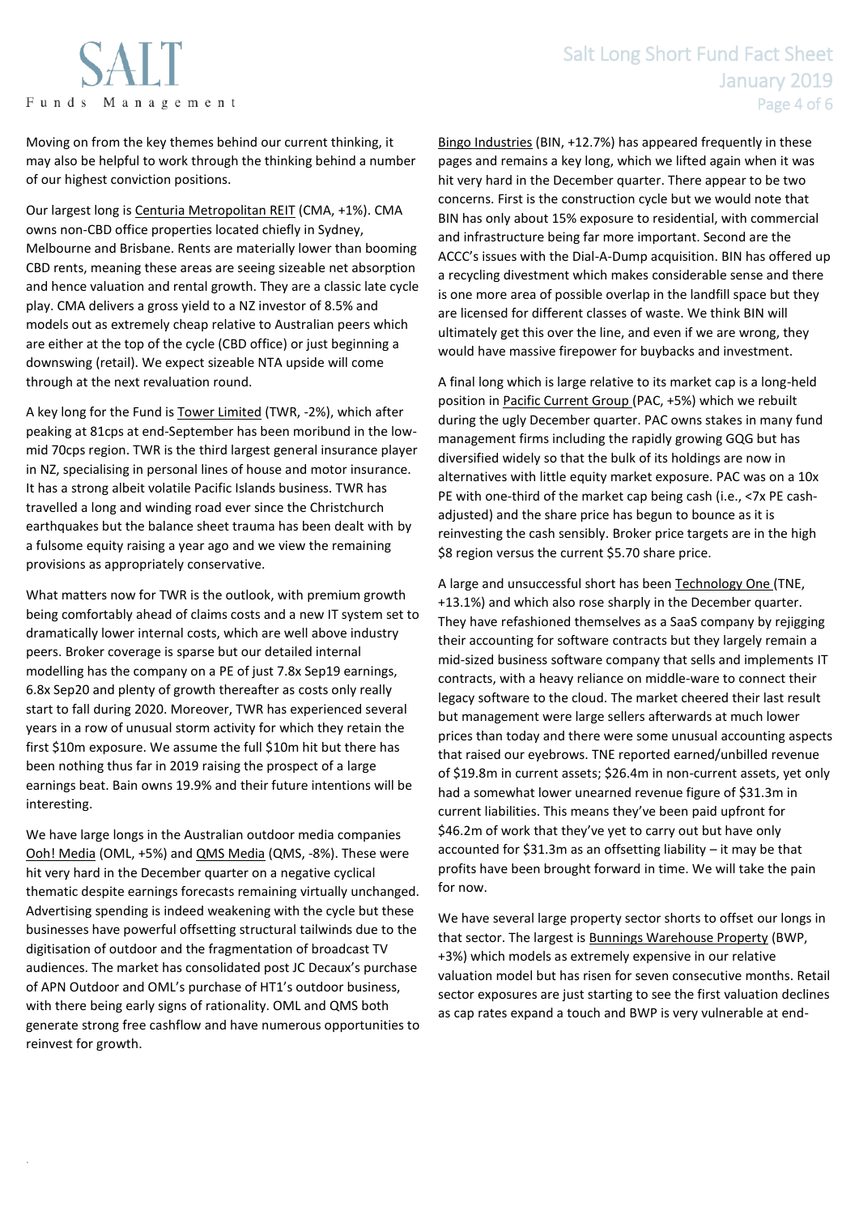Moving on from the key themes behind our current thinking, it may also be helpful to work through the thinking behind a number of our highest conviction positions.

Our largest long is Centuria Metropolitan REIT (CMA, +1%). CMA owns non-CBD office properties located chiefly in Sydney, Melbourne and Brisbane. Rents are materially lower than booming CBD rents, meaning these areas are seeing sizeable net absorption and hence valuation and rental growth. They are a classic late cycle play. CMA delivers a gross yield to a NZ investor of 8.5% and models out as extremely cheap relative to Australian peers which are either at the top of the cycle (CBD office) or just beginning a downswing (retail). We expect sizeable NTA upside will come through at the next revaluation round.

A key long for the Fund is Tower Limited (TWR, -2%), which after peaking at 81cps at end-September has been moribund in the low-mid 70cps region. TWR is the third largest general insurance player in NZ, specialising in personal lines of house and motor insurance. It has a strong albeit volatile Pacific Islands business. TWR has travelled a long and winding road ever since the Christchurch earthquakes but the balance sheet trauma has been dealt with by a fulsome equity raising a year ago and we view the remaining provisions as appropriately conservative.

What matters now for TWR is the outlook, with premium growth being comfortably ahead of claims costs and a new IT system set to dramatically lower internal costs, which are well above industry peers. Broker coverage is sparse but our detailed internal modelling has the company on a PE of just 7.8x Sep19 earnings, 6.8x Sep20 and plenty of growth thereafter as costs only really start to fall during 2020. Moreover, TWR has experienced several years in a row of unusual storm activity for which they retain the first $10m exposure. We assume the full $10m hit but there has been nothing thus far in 2019 raising the prospect of a large earnings beat. Bain owns 19.9% and their future intentions will be interesting.

We have large longs in the Australian outdoor media companies Ooh! Media (OML, +5%) and QMS Media (QMS, -8%). These were hit very hard in the December quarter on a negative cyclical thematic despite earnings forecasts remaining virtually unchanged. Advertising spending is indeed weakening with the cycle but these businesses have powerful offsetting structural tailwinds due to the digitisation of outdoor and the fragmentation of broadcast TV audiences. The market has consolidated post JC Decaux's purchase of APN Outdoor and OML's purchase of HT1's outdoor business, with there being early signs of rationality. OML and QMS both generate strong free cashflow and have numerous opportunities to reinvest for growth.

Bingo Industries (BIN, +12.7%) has appeared frequently in these pages and remains a key long, which we lifted again when it was hit very hard in the December quarter. There appear to be two concerns. First is the construction cycle but we would note that BIN has only about 15% exposure to residential, with commercial and infrastructure being far more important. Second are the ACCC's issues with the Dial-A-Dump acquisition. BIN has offered up a recycling divestment which makes considerable sense and there is one more area of possible overlap in the landfill space but they are licensed for different classes of waste. We think BIN will ultimately get this over the line, and even if we are wrong, they would have massive firepower for buybacks and investment.

A final long which is large relative to its market cap is a long-held position in Pacific Current Group (PAC, +5%) which we rebuilt during the ugly December quarter. PAC owns stakes in many fund management firms including the rapidly growing GQG but has diversified widely so that the bulk of its holdings are now in alternatives with little equity market exposure. PAC was on a 10x PE with one-third of the market cap being cash (i.e., <7x PE cash-adjusted) and the share price has begun to bounce as it is reinvesting the cash sensibly. Broker price targets are in the high $8 region versus the current $5.70 share price.

A large and unsuccessful short has been Technology One (TNE, +13.1%) and which also rose sharply in the December quarter. They have refashioned themselves as a SaaS company by rejigging their accounting for software contracts but they largely remain a mid-sized business software company that sells and implements IT contracts, with a heavy reliance on middle-ware to connect their legacy software to the cloud. The market cheered their last result but management were large sellers afterwards at much lower prices than today and there were some unusual accounting aspects that raised our eyebrows. TNE reported earned/unbilled revenue of $19.8m in current assets; $26.4m in non-current assets, yet only had a somewhat lower unearned revenue figure of $31.3m in current liabilities. This means they've been paid upfront for $46.2m of work that they've yet to carry out but have only accounted for $31.3m as an offsetting liability – it may be that profits have been brought forward in time. We will take the pain for now.

We have several large property sector shorts to offset our longs in that sector. The largest is Bunnings Warehouse Property (BWP, +3%) which models as extremely expensive in our relative valuation model but has risen for seven consecutive months. Retail sector exposures are just starting to see the first valuation declines as cap rates expand a touch and BWP is very vulnerable at end-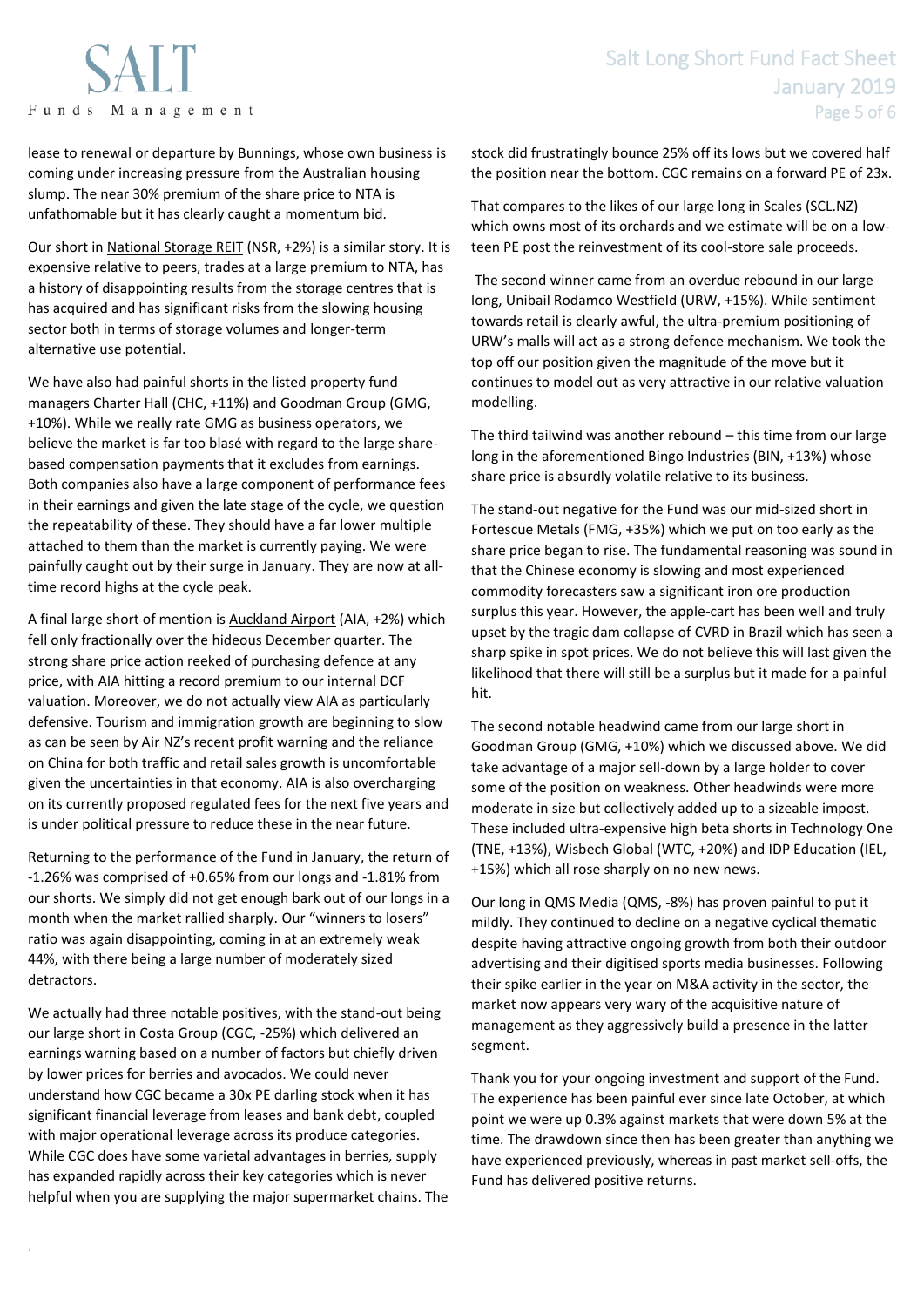lease to renewal or departure by Bunnings, whose own business is coming under increasing pressure from the Australian housing slump. The near 30% premium of the share price to NTA is unfathomable but it has clearly caught a momentum bid.

Our short in National Storage REIT (NSR, +2%) is a similar story. It is expensive relative to peers, trades at a large premium to NTA, has a history of disappointing results from the storage centres that is has acquired and has significant risks from the slowing housing sector both in terms of storage volumes and longer-term alternative use potential.

We have also had painful shorts in the listed property fund managers Charter Hall (CHC, +11%) and Goodman Group (GMG, +10%). While we really rate GMG as business operators, we believe the market is far too blasé with regard to the large share-based compensation payments that it excludes from earnings. Both companies also have a large component of performance fees in their earnings and given the late stage of the cycle, we question the repeatability of these. They should have a far lower multiple attached to them than the market is currently paying. We were painfully caught out by their surge in January. They are now at all-time record highs at the cycle peak.

A final large short of mention is Auckland Airport (AIA, +2%) which fell only fractionally over the hideous December quarter. The strong share price action reeked of purchasing defence at any price, with AIA hitting a record premium to our internal DCF valuation. Moreover, we do not actually view AIA as particularly defensive. Tourism and immigration growth are beginning to slow as can be seen by Air NZ's recent profit warning and the reliance on China for both traffic and retail sales growth is uncomfortable given the uncertainties in that economy. AIA is also overcharging on its currently proposed regulated fees for the next five years and is under political pressure to reduce these in the near future.

Returning to the performance of the Fund in January, the return of -1.26% was comprised of +0.65% from our longs and -1.81% from our shorts. We simply did not get enough bark out of our longs in a month when the market rallied sharply. Our "winners to losers" ratio was again disappointing, coming in at an extremely weak 44%, with there being a large number of moderately sized detractors.

We actually had three notable positives, with the stand-out being our large short in Costa Group (CGC, -25%) which delivered an earnings warning based on a number of factors but chiefly driven by lower prices for berries and avocados. We could never understand how CGC became a 30x PE darling stock when it has significant financial leverage from leases and bank debt, coupled with major operational leverage across its produce categories. While CGC does have some varietal advantages in berries, supply has expanded rapidly across their key categories which is never helpful when you are supplying the major supermarket chains. The stock did frustratingly bounce 25% off its lows but we covered half the position near the bottom. CGC remains on a forward PE of 23x.

That compares to the likes of our large long in Scales (SCL.NZ) which owns most of its orchards and we estimate will be on a low-teen PE post the reinvestment of its cool-store sale proceeds.

The second winner came from an overdue rebound in our large long, Unibail Rodamco Westfield (URW, +15%). While sentiment towards retail is clearly awful, the ultra-premium positioning of URW's malls will act as a strong defence mechanism. We took the top off our position given the magnitude of the move but it continues to model out as very attractive in our relative valuation modelling.

The third tailwind was another rebound – this time from our large long in the aforementioned Bingo Industries (BIN, +13%) whose share price is absurdly volatile relative to its business.

The stand-out negative for the Fund was our mid-sized short in Fortescue Metals (FMG, +35%) which we put on too early as the share price began to rise. The fundamental reasoning was sound in that the Chinese economy is slowing and most experienced commodity forecasters saw a significant iron ore production surplus this year. However, the apple-cart has been well and truly upset by the tragic dam collapse of CVRD in Brazil which has seen a sharp spike in spot prices. We do not believe this will last given the likelihood that there will still be a surplus but it made for a painful hit.

The second notable headwind came from our large short in Goodman Group (GMG, +10%) which we discussed above. We did take advantage of a major sell-down by a large holder to cover some of the position on weakness. Other headwinds were more moderate in size but collectively added up to a sizeable impost. These included ultra-expensive high beta shorts in Technology One (TNE, +13%), Wisbech Global (WTC, +20%) and IDP Education (IEL, +15%) which all rose sharply on no new news.

Our long in QMS Media (QMS, -8%) has proven painful to put it mildly. They continued to decline on a negative cyclical thematic despite having attractive ongoing growth from both their outdoor advertising and their digitised sports media businesses. Following their spike earlier in the year on M&A activity in the sector, the market now appears very wary of the acquisitive nature of management as they aggressively build a presence in the latter segment.

Thank you for your ongoing investment and support of the Fund. The experience has been painful ever since late October, at which point we were up 0.3% against markets that were down 5% at the time. The drawdown since then has been greater than anything we have experienced previously, whereas in past market sell-offs, the Fund has delivered positive returns.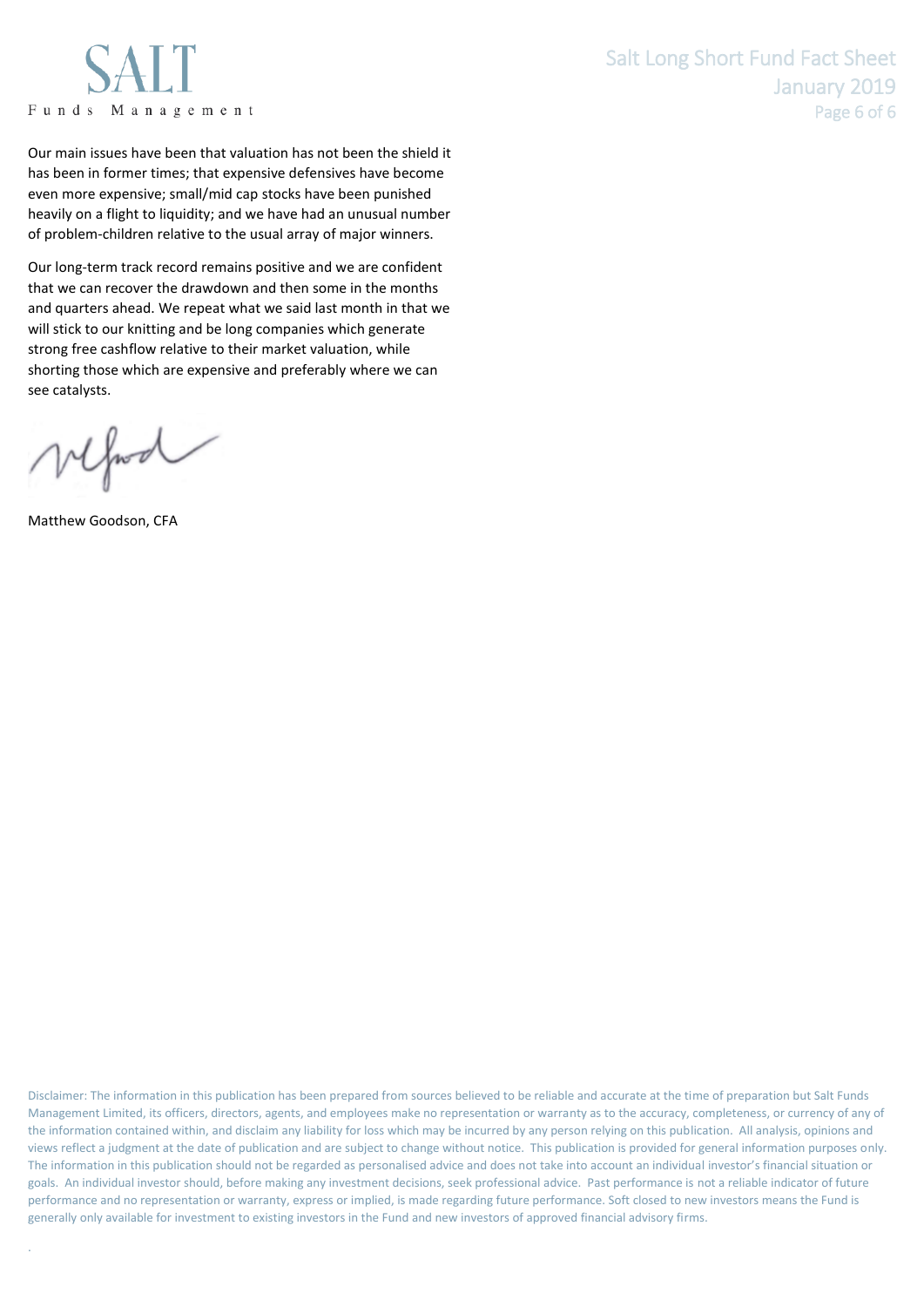Our main issues have been that valuation has not been the shield it has been in former times; that expensive defensives have become even more expensive; small/mid cap stocks have been punished heavily on a flight to liquidity; and we have had an unusual number of problem-children relative to the usual array of major winners.

Our long-term track record remains positive and we are confident that we can recover the drawdown and then some in the months and quarters ahead. We repeat what we said last month in that we will stick to our knitting and be long companies which generate strong free cashflow relative to their market valuation, while shorting those which are expensive and preferably where we can see catalysts.

Matthew Goodson, CFA

Disclaimer: The information in this publication has been prepared from sources believed to be reliable and accurate at the time of preparation but Salt Funds Management Limited, its officers, directors, agents, and employees make no representation or warranty as to the accuracy, completeness, or currency of any of the information contained within, and disclaim any liability for loss which may be incurred by any person relying on this publication. All analysis, opinions and views reflect a judgment at the date of publication and are subject to change without notice. This publication is provided for general information purposes only. The information in this publication should not be regarded as personalised advice and does not take into account an individual investor's financial situation or goals. An individual investor should, before making any investment decisions, seek professional advice. Past performance is not a reliable indicator of future performance and no representation or warranty, express or implied, is made regarding future performance. Soft closed to new investors means the Fund is generally only available for investment to existing investors in the Fund and new investors of approved financial advisory firms.